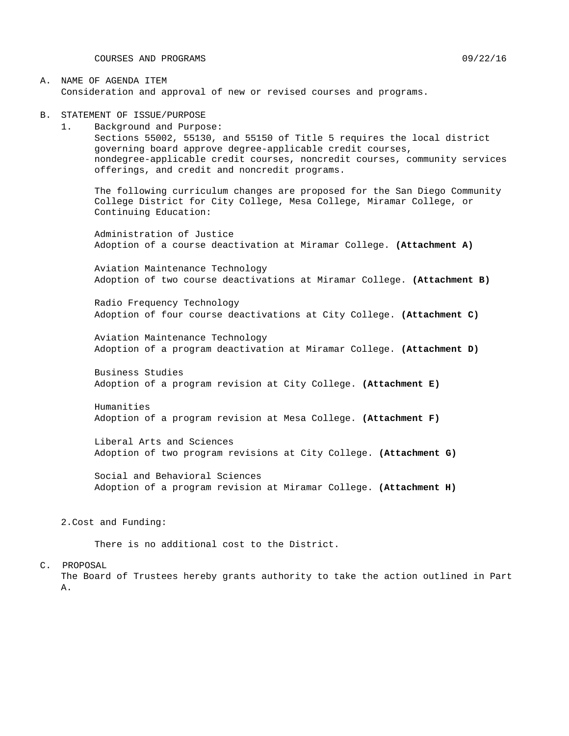COURSES AND PROGRAMS 09/22/16

A. NAME OF AGENDA ITEM

Consideration and approval of new or revised courses and programs.

B. STATEMENT OF ISSUE/PURPOSE

1. Background and Purpose:

Sections 55002, 55130, and 55150 of Title 5 requires the local district governing board approve degree-applicable credit courses, nondegree-applicable credit courses, noncredit courses, community services offerings, and credit and noncredit programs.

The following curriculum changes are proposed for the San Diego Community College District for City College, Mesa College, Miramar College, or Continuing Education:

Administration of Justice
Adoption of a course deactivation at Miramar College. **(Attachment A)**

Aviation Maintenance Technology
Adoption of two course deactivations at Miramar College. **(Attachment B)**

Radio Frequency Technology
Adoption of four course deactivations at City College. **(Attachment C)**

Aviation Maintenance Technology
Adoption of a program deactivation at Miramar College. **(Attachment D)**

Business Studies
Adoption of a program revision at City College. **(Attachment E)**

Humanities
Adoption of a program revision at Mesa College. **(Attachment F)**

Liberal Arts and Sciences
Adoption of two program revisions at City College. **(Attachment G)**

Social and Behavioral Sciences
Adoption of a program revision at Miramar College. **(Attachment H)**

2. Cost and Funding:

There is no additional cost to the District.

C. PROPOSAL

The Board of Trustees hereby grants authority to take the action outlined in Part A.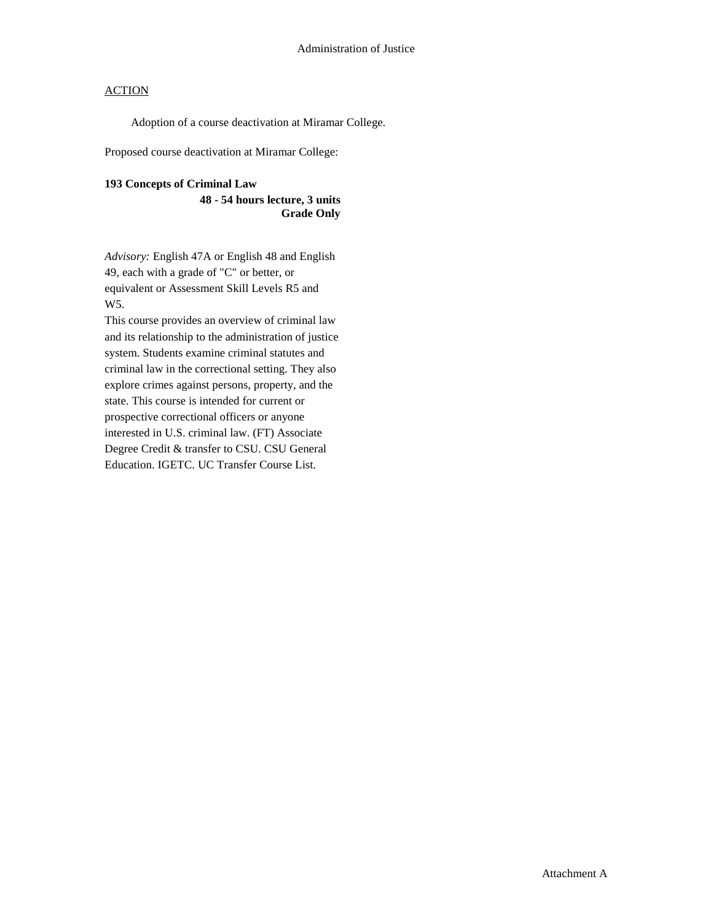Administration of Justice

ACTION

Adoption of a course deactivation at Miramar College.

Proposed course deactivation at Miramar College:

**193 Concepts of Criminal Law**
**48 - 54 hours lecture, 3 units**
**Grade Only**

*Advisory:* English 47A or English 48 and English 49, each with a grade of "C" or better, or equivalent or Assessment Skill Levels R5 and W5.

This course provides an overview of criminal law and its relationship to the administration of justice system. Students examine criminal statutes and criminal law in the correctional setting. They also explore crimes against persons, property, and the state. This course is intended for current or prospective correctional officers or anyone interested in U.S. criminal law. (FT) Associate Degree Credit & transfer to CSU. CSU General Education. IGETC. UC Transfer Course List.

Attachment A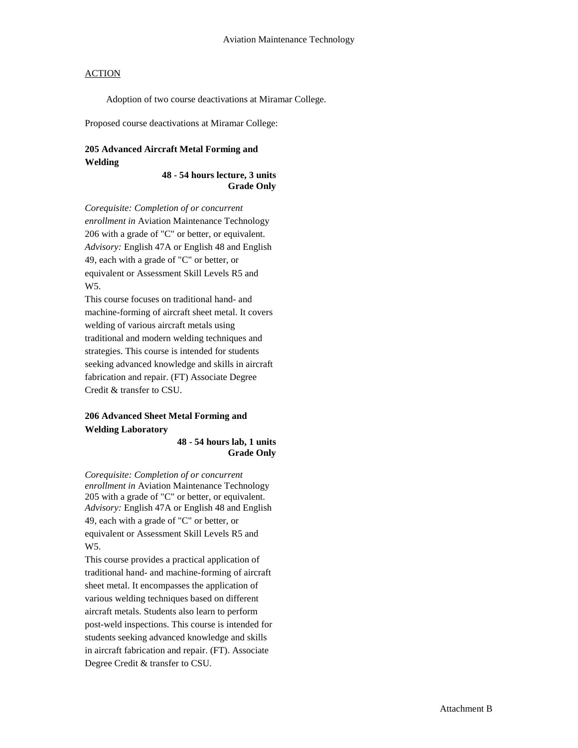# Aviation Maintenance Technology

ACTION

Adoption of two course deactivations at Miramar College.

Proposed course deactivations at Miramar College:

**205 Advanced Aircraft Metal Forming and Welding**

**48 - 54 hours lecture, 3 units**
**Grade Only**

*Corequisite: Completion of or concurrent enrollment in* Aviation Maintenance Technology 206 with a grade of "C" or better, or equivalent.
*Advisory:* English 47A or English 48 and English 49, each with a grade of "C" or better, or equivalent or Assessment Skill Levels R5 and W5.
This course focuses on traditional hand- and machine-forming of aircraft sheet metal. It covers welding of various aircraft metals using traditional and modern welding techniques and strategies. This course is intended for students seeking advanced knowledge and skills in aircraft fabrication and repair. (FT) Associate Degree Credit & transfer to CSU.

**206 Advanced Sheet Metal Forming and Welding Laboratory**

**48 - 54 hours lab, 1 units**
**Grade Only**

*Corequisite: Completion of or concurrent enrollment in* Aviation Maintenance Technology 205 with a grade of "C" or better, or equivalent.
*Advisory:* English 47A or English 48 and English 49, each with a grade of "C" or better, or equivalent or Assessment Skill Levels R5 and W5.
This course provides a practical application of traditional hand- and machine-forming of aircraft sheet metal. It encompasses the application of various welding techniques based on different aircraft metals. Students also learn to perform post-weld inspections. This course is intended for students seeking advanced knowledge and skills in aircraft fabrication and repair. (FT). Associate Degree Credit & transfer to CSU.

Attachment B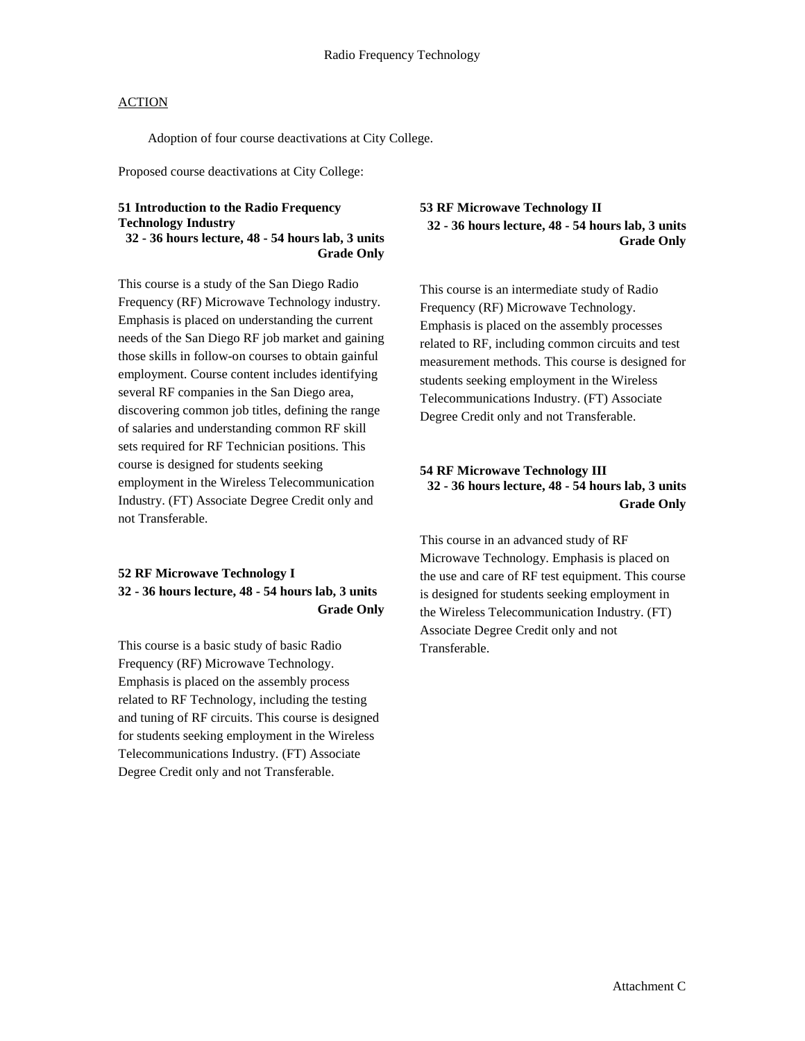# Radio Frequency Technology

ACTION

Adoption of four course deactivations at City College.

Proposed course deactivations at City College:

**51 Introduction to the Radio Frequency Technology Industry**
**32 - 36 hours lecture, 48 - 54 hours lab, 3 units**
**Grade Only**

This course is a study of the San Diego Radio Frequency (RF) Microwave Technology industry. Emphasis is placed on understanding the current needs of the San Diego RF job market and gaining those skills in follow-on courses to obtain gainful employment. Course content includes identifying several RF companies in the San Diego area, discovering common job titles, defining the range of salaries and understanding common RF skill sets required for RF Technician positions. This course is designed for students seeking employment in the Wireless Telecommunication Industry. (FT) Associate Degree Credit only and not Transferable.

**52 RF Microwave Technology I**
**32 - 36 hours lecture, 48 - 54 hours lab, 3 units**
**Grade Only**

This course is a basic study of basic Radio Frequency (RF) Microwave Technology. Emphasis is placed on the assembly process related to RF Technology, including the testing and tuning of RF circuits. This course is designed for students seeking employment in the Wireless Telecommunications Industry. (FT) Associate Degree Credit only and not Transferable.

**53 RF Microwave Technology II**
**32 - 36 hours lecture, 48 - 54 hours lab, 3 units**
**Grade Only**

This course is an intermediate study of Radio Frequency (RF) Microwave Technology. Emphasis is placed on the assembly processes related to RF, including common circuits and test measurement methods. This course is designed for students seeking employment in the Wireless Telecommunications Industry. (FT) Associate Degree Credit only and not Transferable.

**54 RF Microwave Technology III**
**32 - 36 hours lecture, 48 - 54 hours lab, 3 units**
**Grade Only**

This course in an advanced study of RF Microwave Technology. Emphasis is placed on the use and care of RF test equipment. This course is designed for students seeking employment in the Wireless Telecommunication Industry. (FT) Associate Degree Credit only and not Transferable.

Attachment C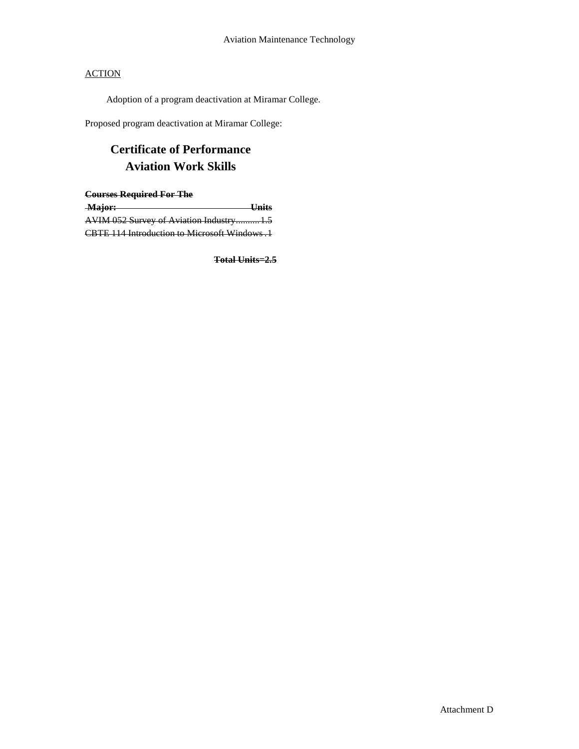Aviation Maintenance Technology

ACTION

Adoption of a program deactivation at Miramar College.

Proposed program deactivation at Miramar College:

## Certificate of Performance
## Aviation Work Skills

| ~~**Courses Required For The Major:**~~ | ~~**Units**~~ |
|---|---|
| ~~AVIM 052 Survey of Aviation Industry~~ | ~~1.5~~ |
| ~~CBTE 114 Introduction to Microsoft Windows~~ | ~~1~~ |

~~**Total Units=2.5**~~

Attachment D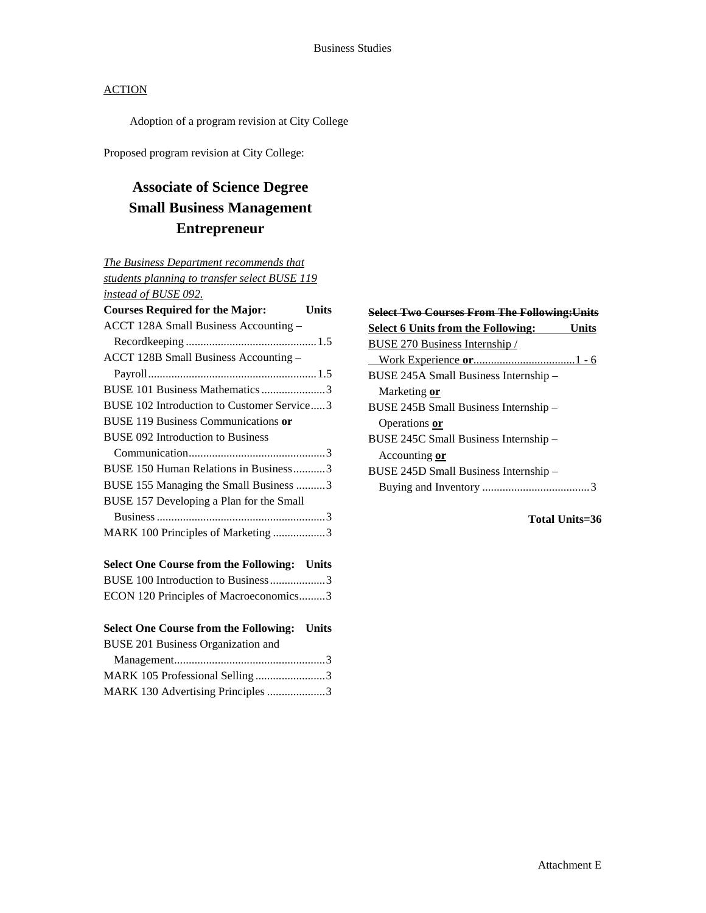ACTION

Adoption of a program revision at City College

Proposed program revision at City College:

# Associate of Science Degree
# Small Business Management
# Entrepreneur

*The Business Department recommends that students planning to transfer select BUSE 119 instead of BUSE 092.*

| Courses Required for the Major: | Units |
|---|---|
| ACCT 128A Small Business Accounting – Recordkeeping | 1.5 |
| ACCT 128B Small Business Accounting – Payroll | 1.5 |
| BUSE 101 Business Mathematics | 3 |
| BUSE 102 Introduction to Customer Service | 3 |
| BUSE 119 Business Communications **or** BUSE 092 Introduction to Business Communication | 3 |
| BUSE 150 Human Relations in Business | 3 |
| BUSE 155 Managing the Small Business | 3 |
| BUSE 157 Developing a Plan for the Small Business | 3 |
| MARK 100 Principles of Marketing | 3 |

| Select One Course from the Following: | Units |
|---|---|
| BUSE 100 Introduction to Business | 3 |
| ECON 120 Principles of Macroeconomics | 3 |

| Select One Course from the Following: | Units |
|---|---|
| BUSE 201 Business Organization and Management | 3 |
| MARK 105 Professional Selling | 3 |
| MARK 130 Advertising Principles | 3 |

~~**Select Two Courses From The Following: Units**~~

| Select 6 Units from the Following: | Units |
|---|---|
| BUSE 270 Business Internship / Work Experience **or** | 1 - 6 |
| BUSE 245A Small Business Internship – Marketing **or** | |
| BUSE 245B Small Business Internship – Operations **or** | |
| BUSE 245C Small Business Internship – Accounting **or** | |
| BUSE 245D Small Business Internship – Buying and Inventory | 3 |

**Total Units=36**

Attachment E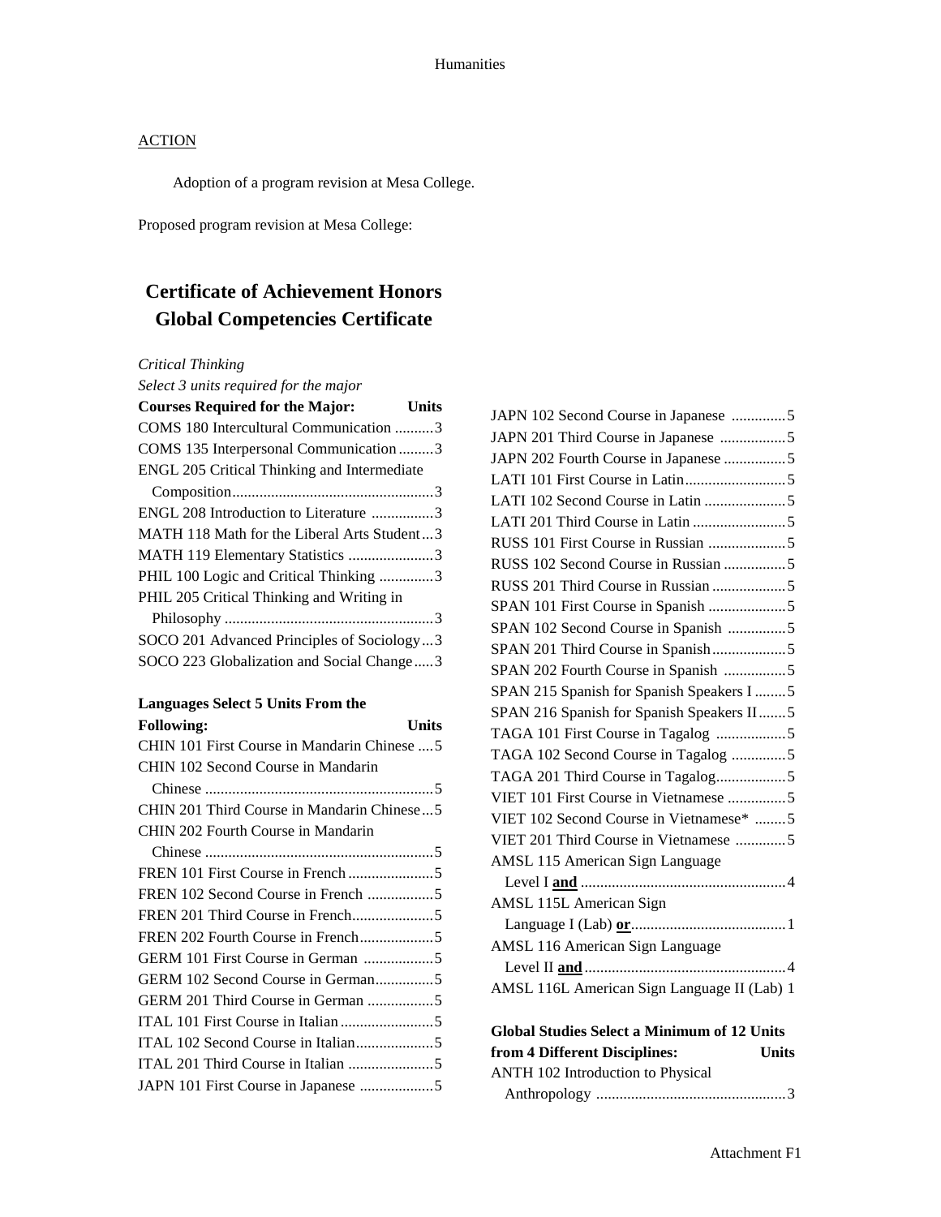ACTION

Adoption of a program revision at Mesa College.

Proposed program revision at Mesa College:

## Certificate of Achievement Honors Global Competencies Certificate

*Critical Thinking*

*Select 3 units required for the major*

| Courses Required for the Major: | Units |
|---|---|
| COMS 180 Intercultural Communication | 3 |
| COMS 135 Interpersonal Communication | 3 |
| ENGL 205 Critical Thinking and Intermediate Composition | 3 |
| ENGL 208 Introduction to Literature | 3 |
| MATH 118 Math for the Liberal Arts Student | 3 |
| MATH 119 Elementary Statistics | 3 |
| PHIL 100 Logic and Critical Thinking | 3 |
| PHIL 205 Critical Thinking and Writing in Philosophy | 3 |
| SOCO 201 Advanced Principles of Sociology | 3 |
| SOCO 223 Globalization and Social Change | 3 |

| Languages Select 5 Units From the Following: | Units |
|---|---|
| CHIN 101 First Course in Mandarin Chinese | 5 |
| CHIN 102 Second Course in Mandarin Chinese | 5 |
| CHIN 201 Third Course in Mandarin Chinese | 5 |
| CHIN 202 Fourth Course in Mandarin Chinese | 5 |
| FREN 101 First Course in French | 5 |
| FREN 102 Second Course in French | 5 |
| FREN 201 Third Course in French | 5 |
| FREN 202 Fourth Course in French | 5 |
| GERM 101 First Course in German | 5 |
| GERM 102 Second Course in German | 5 |
| GERM 201 Third Course in German | 5 |
| ITAL 101 First Course in Italian | 5 |
| ITAL 102 Second Course in Italian | 5 |
| ITAL 201 Third Course in Italian | 5 |
| JAPN 101 First Course in Japanese | 5 |
| JAPN 102 Second Course in Japanese | 5 |
| JAPN 201 Third Course in Japanese | 5 |
| JAPN 202 Fourth Course in Japanese | 5 |
| LATI 101 First Course in Latin | 5 |
| LATI 102 Second Course in Latin | 5 |
| LATI 201 Third Course in Latin | 5 |
| RUSS 101 First Course in Russian | 5 |
| RUSS 102 Second Course in Russian | 5 |
| RUSS 201 Third Course in Russian | 5 |
| SPAN 101 First Course in Spanish | 5 |
| SPAN 102 Second Course in Spanish | 5 |
| SPAN 201 Third Course in Spanish | 5 |
| SPAN 202 Fourth Course in Spanish | 5 |
| SPAN 215 Spanish for Spanish Speakers I | 5 |
| SPAN 216 Spanish for Spanish Speakers II | 5 |
| TAGA 101 First Course in Tagalog | 5 |
| TAGA 102 Second Course in Tagalog | 5 |
| TAGA 201 Third Course in Tagalog | 5 |
| VIET 101 First Course in Vietnamese | 5 |
| VIET 102 Second Course in Vietnamese* | 5 |
| VIET 201 Third Course in Vietnamese | 5 |
| AMSL 115 American Sign Language Level I **and** | 4 |
| AMSL 115L American Sign Language I (Lab) **or** | 1 |
| AMSL 116 American Sign Language Level II **and** | 4 |
| AMSL 116L American Sign Language II (Lab) | 1 |

| Global Studies Select a Minimum of 12 Units from 4 Different Disciplines: | Units |
|---|---|
| ANTH 102 Introduction to Physical Anthropology | 3 |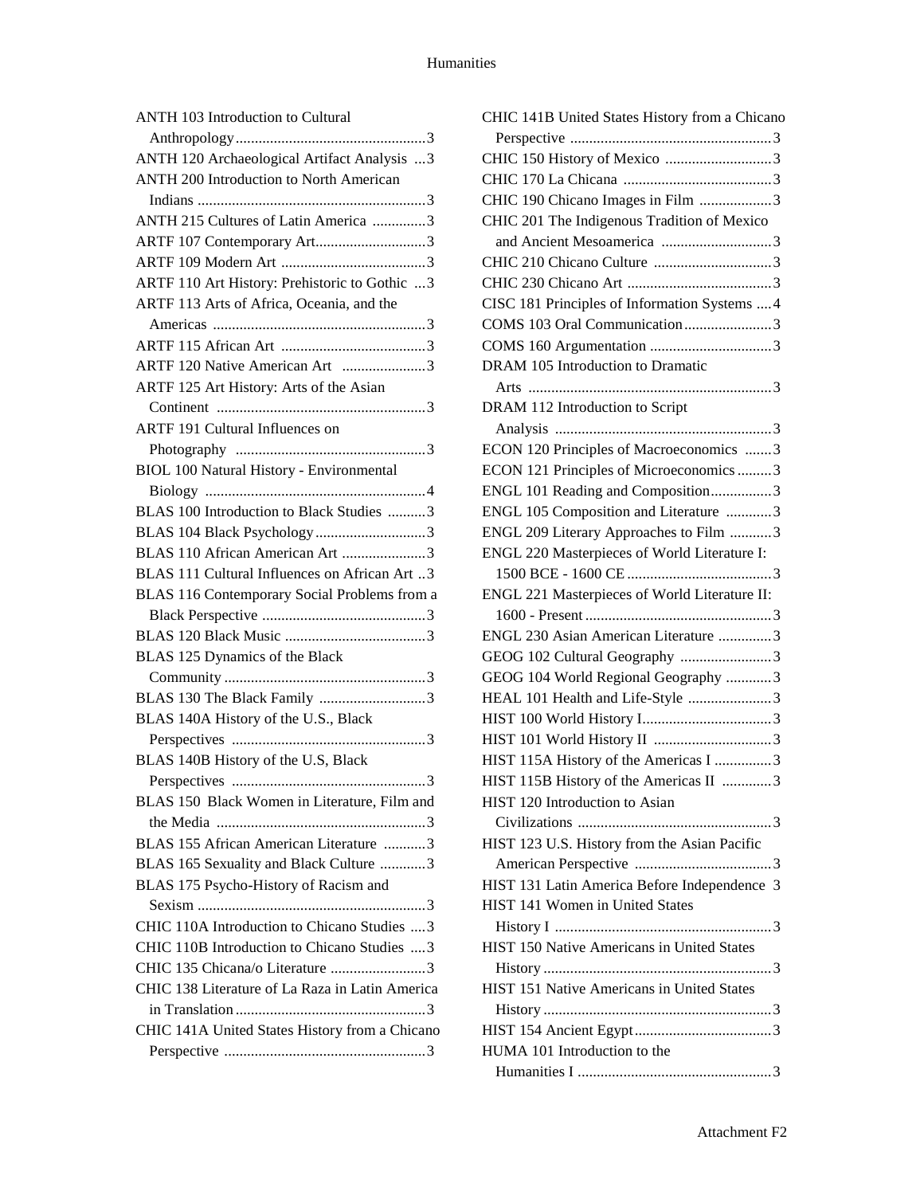Humanities

ANTH 103 Introduction to Cultural Anthropology ... 3
ANTH 120 Archaeological Artifact Analysis ... 3
ANTH 200 Introduction to North American Indians ... 3
ANTH 215 Cultures of Latin America ... 3
ARTF 107 Contemporary Art ... 3
ARTF 109 Modern Art ... 3
ARTF 110 Art History: Prehistoric to Gothic ... 3
ARTF 113 Arts of Africa, Oceania, and the Americas ... 3
ARTF 115 African Art ... 3
ARTF 120 Native American Art ... 3
ARTF 125 Art History: Arts of the Asian Continent ... 3
ARTF 191 Cultural Influences on Photography ... 3
BIOL 100 Natural History - Environmental Biology ... 4
BLAS 100 Introduction to Black Studies ... 3
BLAS 104 Black Psychology ... 3
BLAS 110 African American Art ... 3
BLAS 111 Cultural Influences on African Art ... 3
BLAS 116 Contemporary Social Problems from a Black Perspective ... 3
BLAS 120 Black Music ... 3
BLAS 125 Dynamics of the Black Community ... 3
BLAS 130 The Black Family ... 3
BLAS 140A History of the U.S., Black Perspectives ... 3
BLAS 140B History of the U.S, Black Perspectives ... 3
BLAS 150 Black Women in Literature, Film and the Media ... 3
BLAS 155 African American Literature ... 3
BLAS 165 Sexuality and Black Culture ... 3
BLAS 175 Psycho-History of Racism and Sexism ... 3
CHIC 110A Introduction to Chicano Studies ... 3
CHIC 110B Introduction to Chicano Studies ... 3
CHIC 135 Chicana/o Literature ... 3
CHIC 138 Literature of La Raza in Latin America in Translation ... 3
CHIC 141A United States History from a Chicano Perspective ... 3
CHIC 141B United States History from a Chicano Perspective ... 3
CHIC 150 History of Mexico ... 3
CHIC 170 La Chicana ... 3
CHIC 190 Chicano Images in Film ... 3
CHIC 201 The Indigenous Tradition of Mexico and Ancient Mesoamerica ... 3
CHIC 210 Chicano Culture ... 3
CHIC 230 Chicano Art ... 3
CISC 181 Principles of Information Systems ... 4
COMS 103 Oral Communication ... 3
COMS 160 Argumentation ... 3
DRAM 105 Introduction to Dramatic Arts ... 3
DRAM 112 Introduction to Script Analysis ... 3
ECON 120 Principles of Macroeconomics ... 3
ECON 121 Principles of Microeconomics ... 3
ENGL 101 Reading and Composition ... 3
ENGL 105 Composition and Literature ... 3
ENGL 209 Literary Approaches to Film ... 3
ENGL 220 Masterpieces of World Literature I: 1500 BCE - 1600 CE ... 3
ENGL 221 Masterpieces of World Literature II: 1600 - Present ... 3
ENGL 230 Asian American Literature ... 3
GEOG 102 Cultural Geography ... 3
GEOG 104 World Regional Geography ... 3
HEAL 101 Health and Life-Style ... 3
HIST 100 World History I ... 3
HIST 101 World History II ... 3
HIST 115A History of the Americas I ... 3
HIST 115B History of the Americas II ... 3
HIST 120 Introduction to Asian Civilizations ... 3
HIST 123 U.S. History from the Asian Pacific American Perspective ... 3
HIST 131 Latin America Before Independence 3
HIST 141 Women in United States History I ... 3
HIST 150 Native Americans in United States History ... 3
HIST 151 Native Americans in United States History ... 3
HIST 154 Ancient Egypt ... 3
HUMA 101 Introduction to the Humanities I ... 3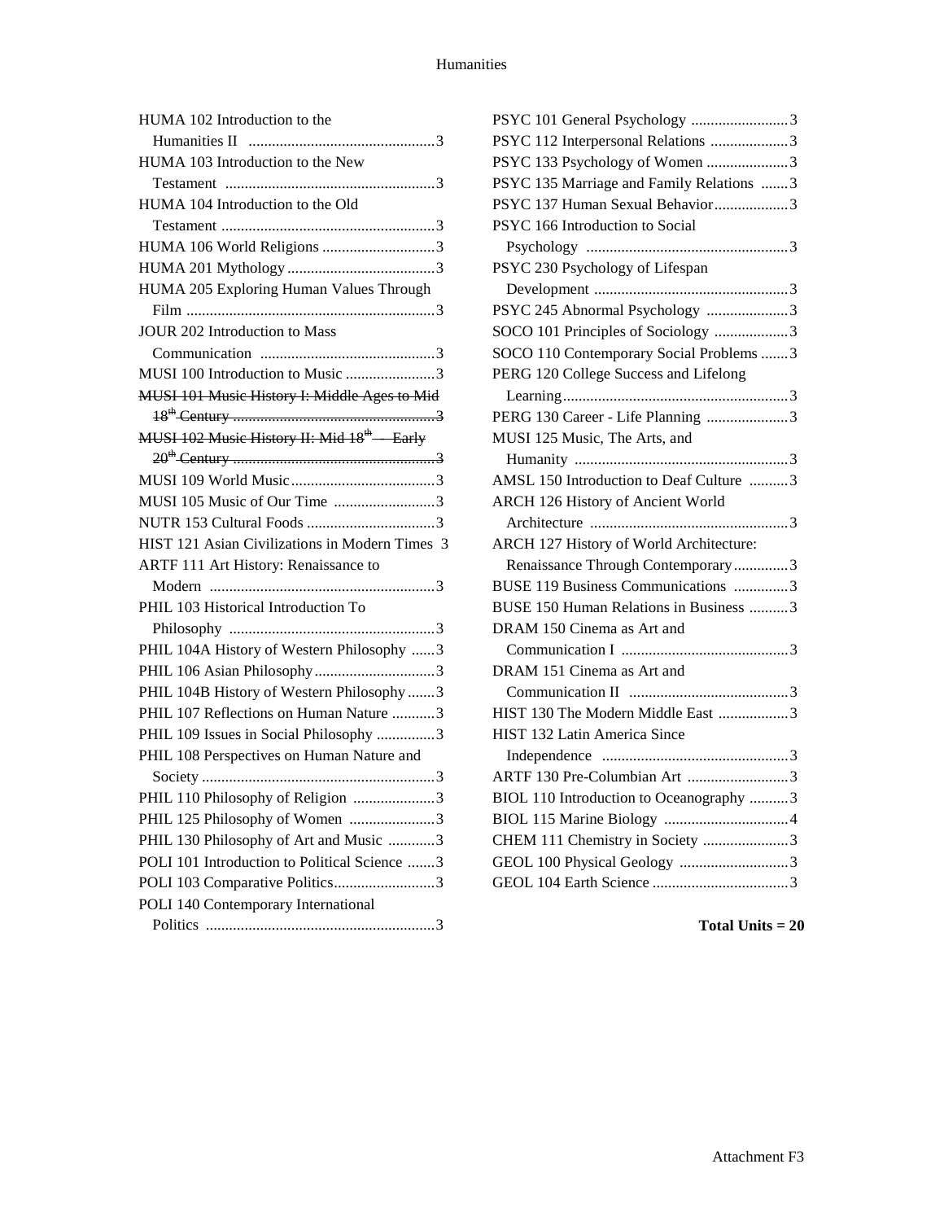Humanities

HUMA 102 Introduction to the Humanities II ...............................................3
HUMA 103 Introduction to the New Testament .....................................................3
HUMA 104 Introduction to the Old Testament .......................................................3
HUMA 106 World Religions .............................3
HUMA 201 Mythology ......................................3
HUMA 205 Exploring Human Values Through Film ................................................................3
JOUR 202 Introduction to Mass Communication .............................................3
MUSI 100 Introduction to Music .......................3
~~MUSI 101 Music History I: Middle Ages to Mid 18th Century .....................................................3~~
~~MUSI 102 Music History II: Mid 18th – Early 20th Century ....................................................3~~
MUSI 109 World Music .....................................3
MUSI 105 Music of Our Time ..........................3
NUTR 153 Cultural Foods .................................3
HIST 121 Asian Civilizations in Modern Times 3
ARTF 111 Art History: Renaissance to Modern ..........................................................3
PHIL 103 Historical Introduction To Philosophy .....................................................3
PHIL 104A History of Western Philosophy ......3
PHIL 106 Asian Philosophy...............................3
PHIL 104B History of Western Philosophy .......3
PHIL 107 Reflections on Human Nature ...........3
PHIL 109 Issues in Social Philosophy ...............3
PHIL 108 Perspectives on Human Nature and Society ............................................................3
PHIL 110 Philosophy of Religion .....................3
PHIL 125 Philosophy of Women ......................3
PHIL 130 Philosophy of Art and Music ............3
POLI 101 Introduction to Political Science .......3
POLI 103 Comparative Politics..........................3
POLI 140 Contemporary International Politics ..........................................................3
PSYC 101 General Psychology .........................3
PSYC 112 Interpersonal Relations ....................3
PSYC 133 Psychology of Women .....................3
PSYC 135 Marriage and Family Relations .......3
PSYC 137 Human Sexual Behavior...................3
PSYC 166 Introduction to Social Psychology ....................................................3
PSYC 230 Psychology of Lifespan Development ..................................................3
PSYC 245 Abnormal Psychology .....................3
SOCO 101 Principles of Sociology ...................3
SOCO 110 Contemporary Social Problems .......3
PERG 120 College Success and Lifelong Learning..........................................................3
PERG 130 Career - Life Planning .....................3
MUSI 125 Music, The Arts, and Humanity .......................................................3
AMSL 150 Introduction to Deaf Culture ..........3
ARCH 126 History of Ancient World Architecture ...................................................3
ARCH 127 History of World Architecture: Renaissance Through Contemporary..............3
BUSE 119 Business Communications ..............3
BUSE 150 Human Relations in Business ..........3
DRAM 150 Cinema as Art and Communication I ...........................................3
DRAM 151 Cinema as Art and Communication II .........................................3
HIST 130 The Modern Middle East ..................3
HIST 132 Latin America Since Independence ................................................3
ARTF 130 Pre-Columbian Art ..........................3
BIOL 110 Introduction to Oceanography ..........3
BIOL 115 Marine Biology ................................4
CHEM 111 Chemistry in Society ......................3
GEOL 100 Physical Geology ............................3
GEOL 104 Earth Science ...................................3

**Total Units = 20**

Attachment F3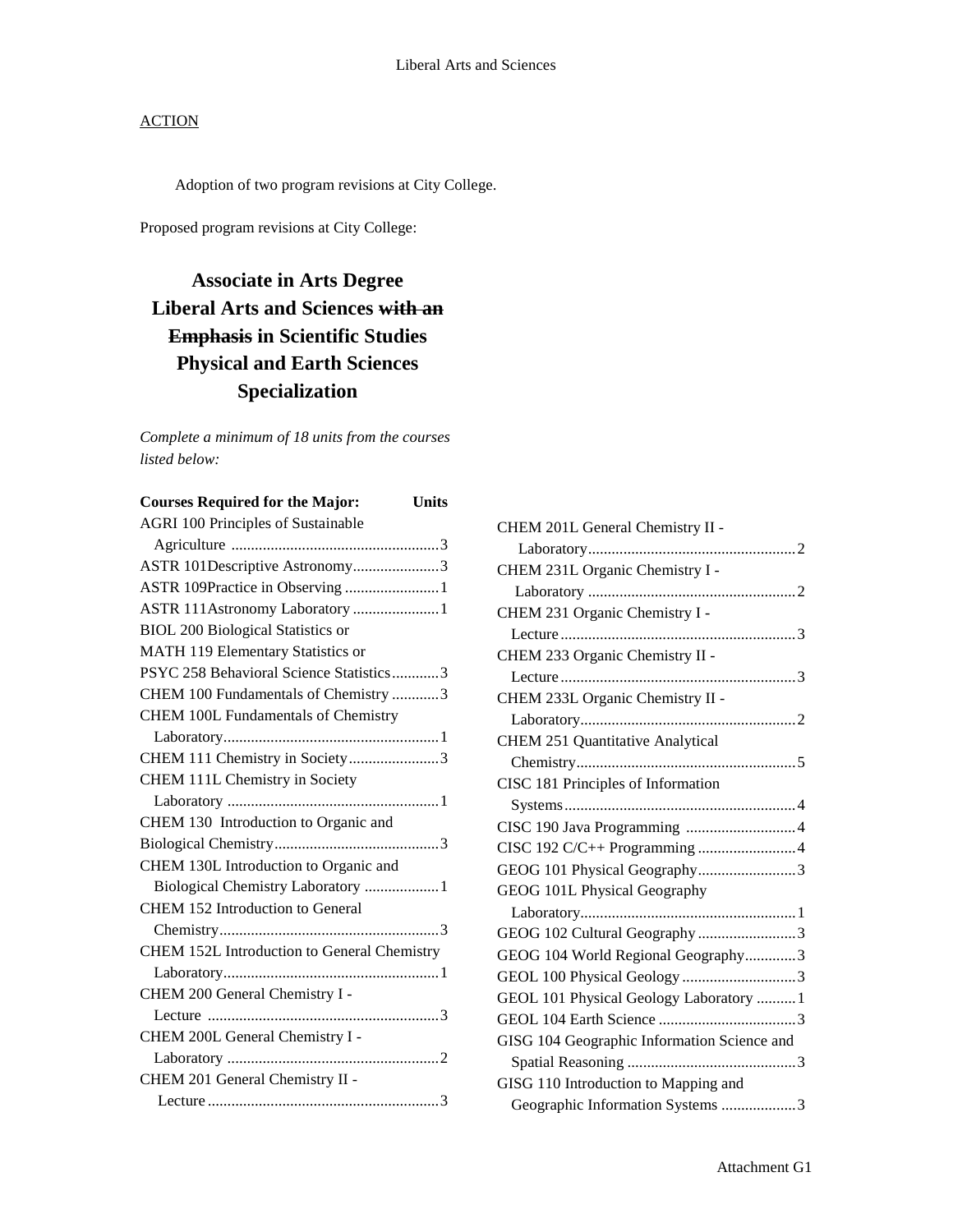## ACTION

Adoption of two program revisions at City College.

Proposed program revisions at City College:

# Associate in Arts Degree Liberal Arts and Sciences ~~with an Emphasis~~ in Scientific Studies Physical and Earth Sciences Specialization

*Complete a minimum of 18 units from the courses listed below:*

| Courses Required for the Major: | Units |
|---|---|
| AGRI 100 Principles of Sustainable Agriculture | 3 |
| ASTR 101Descriptive Astronomy | 3 |
| ASTR 109Practice in Observing | 1 |
| ASTR 111Astronomy Laboratory | 1 |
| BIOL 200 Biological Statistics or MATH 119 Elementary Statistics or PSYC 258 Behavioral Science Statistics | 3 |
| CHEM 100 Fundamentals of Chemistry | 3 |
| CHEM 100L Fundamentals of Chemistry Laboratory | 1 |
| CHEM 111 Chemistry in Society | 3 |
| CHEM 111L Chemistry in Society Laboratory | 1 |
| CHEM 130 Introduction to Organic and Biological Chemistry | 3 |
| CHEM 130L Introduction to Organic and Biological Chemistry Laboratory | 1 |
| CHEM 152 Introduction to General Chemistry | 3 |
| CHEM 152L Introduction to General Chemistry Laboratory | 1 |
| CHEM 200 General Chemistry I - Lecture | 3 |
| CHEM 200L General Chemistry I - Laboratory | 2 |
| CHEM 201 General Chemistry II - Lecture | 3 |
| CHEM 201L General Chemistry II - Laboratory | 2 |
| CHEM 231L Organic Chemistry I - Laboratory | 2 |
| CHEM 231 Organic Chemistry I - Lecture | 3 |
| CHEM 233 Organic Chemistry II - Lecture | 3 |
| CHEM 233L Organic Chemistry II - Laboratory | 2 |
| CHEM 251 Quantitative Analytical Chemistry | 5 |
| CISC 181 Principles of Information Systems | 4 |
| CISC 190 Java Programming | 4 |
| CISC 192 C/C++ Programming | 4 |
| GEOG 101 Physical Geography | 3 |
| GEOG 101L Physical Geography Laboratory | 1 |
| GEOG 102 Cultural Geography | 3 |
| GEOG 104 World Regional Geography | 3 |
| GEOL 100 Physical Geology | 3 |
| GEOL 101 Physical Geology Laboratory | 1 |
| GEOL 104 Earth Science | 3 |
| GISG 104 Geographic Information Science and Spatial Reasoning | 3 |
| GISG 110 Introduction to Mapping and Geographic Information Systems | 3 |

Attachment G1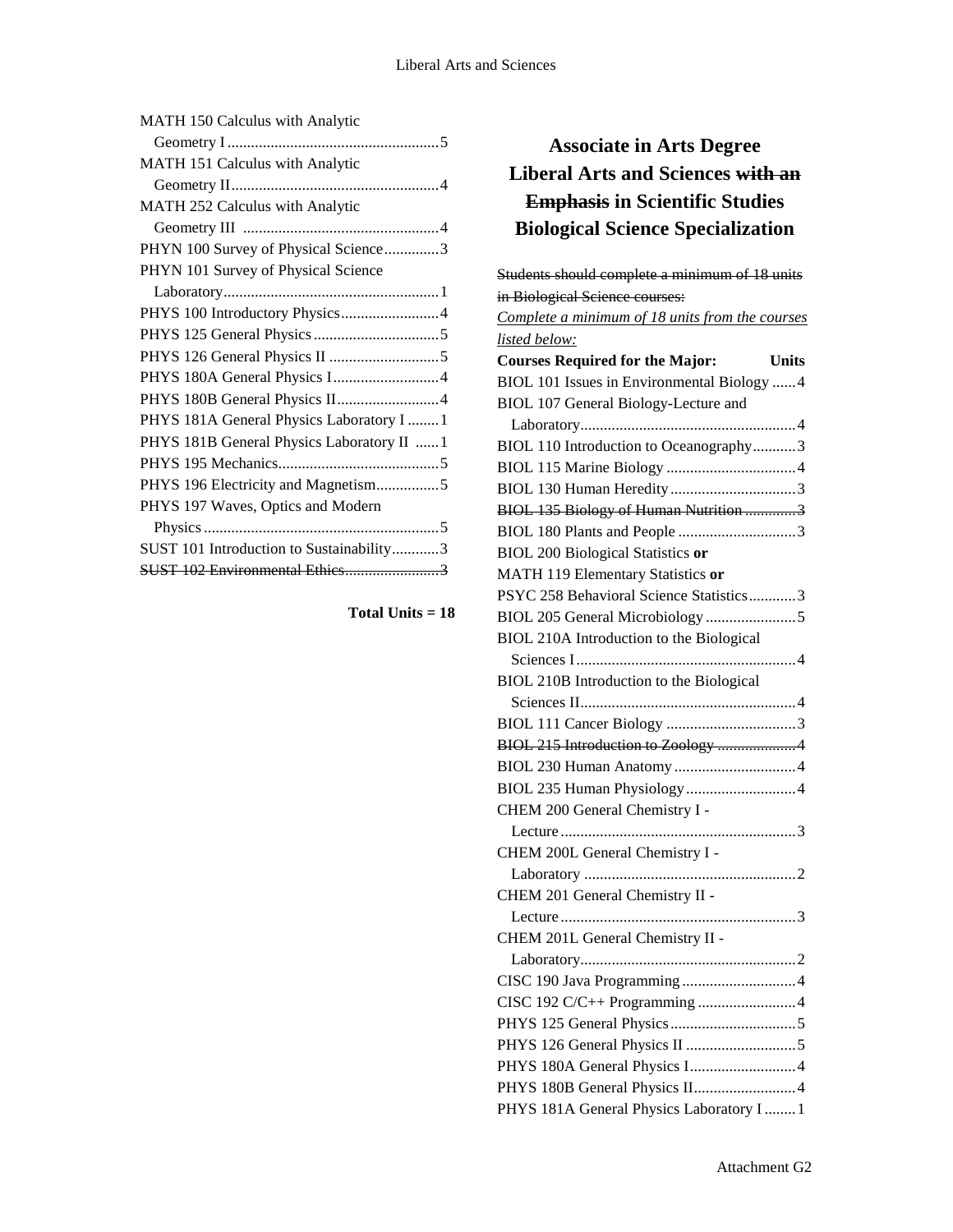MATH 150 Calculus with Analytic Geometry I ......................................................5
MATH 151 Calculus with Analytic Geometry II....................................................4
MATH 252 Calculus with Analytic Geometry III .................................................4
PHYN 100 Survey of Physical Science..............3
PHYN 101 Survey of Physical Science Laboratory.......................................................1
PHYS 100 Introductory Physics.........................4
PHYS 125 General Physics................................5
PHYS 126 General Physics II ............................5
PHYS 180A General Physics I...........................4
PHYS 180B General Physics II..........................4
PHYS 181A General Physics Laboratory I ........1
PHYS 181B General Physics Laboratory II ......1
PHYS 195 Mechanics.........................................5
PHYS 196 Electricity and Magnetism................5
PHYS 197 Waves, Optics and Modern Physics ............................................................5
SUST 101 Introduction to Sustainability............3
~~SUST 102 Environmental Ethics........................3~~

**Total Units = 18**

## Associate in Arts Degree Liberal Arts and Sciences ~~with an Emphasis~~ in Scientific Studies Biological Science Specialization

~~Students should complete a minimum of 18 units in Biological Science courses:~~
*Complete a minimum of 18 units from the courses listed below:*

**Courses Required for the Major: Units**

BIOL 101 Issues in Environmental Biology ......4
BIOL 107 General Biology-Lecture and Laboratory.......................................................4
BIOL 110 Introduction to Oceanography...........3
BIOL 115 Marine Biology .................................4
BIOL 130 Human Heredity................................3
~~BIOL 135 Biology of Human Nutrition .............3~~
BIOL 180 Plants and People ..............................3
BIOL 200 Biological Statistics **or**
MATH 119 Elementary Statistics **or**
PSYC 258 Behavioral Science Statistics............3
BIOL 205 General Microbiology.......................5
BIOL 210A Introduction to the Biological Sciences I........................................................4
BIOL 210B Introduction to the Biological Sciences II.......................................................4
BIOL 111 Cancer Biology .................................3
~~BIOL 215 Introduction to Zoology ....................4~~
BIOL 230 Human Anatomy...............................4
BIOL 235 Human Physiology............................4
CHEM 200 General Chemistry I - Lecture ............................................................3
CHEM 200L General Chemistry I - Laboratory ......................................................2
CHEM 201 General Chemistry II - Lecture ............................................................3
CHEM 201L General Chemistry II - Laboratory.......................................................2
CISC 190 Java Programming.............................4
CISC 192 C/C++ Programming .........................4
PHYS 125 General Physics................................5
PHYS 126 General Physics II ............................5
PHYS 180A General Physics I...........................4
PHYS 180B General Physics II..........................4
PHYS 181A General Physics Laboratory I ........1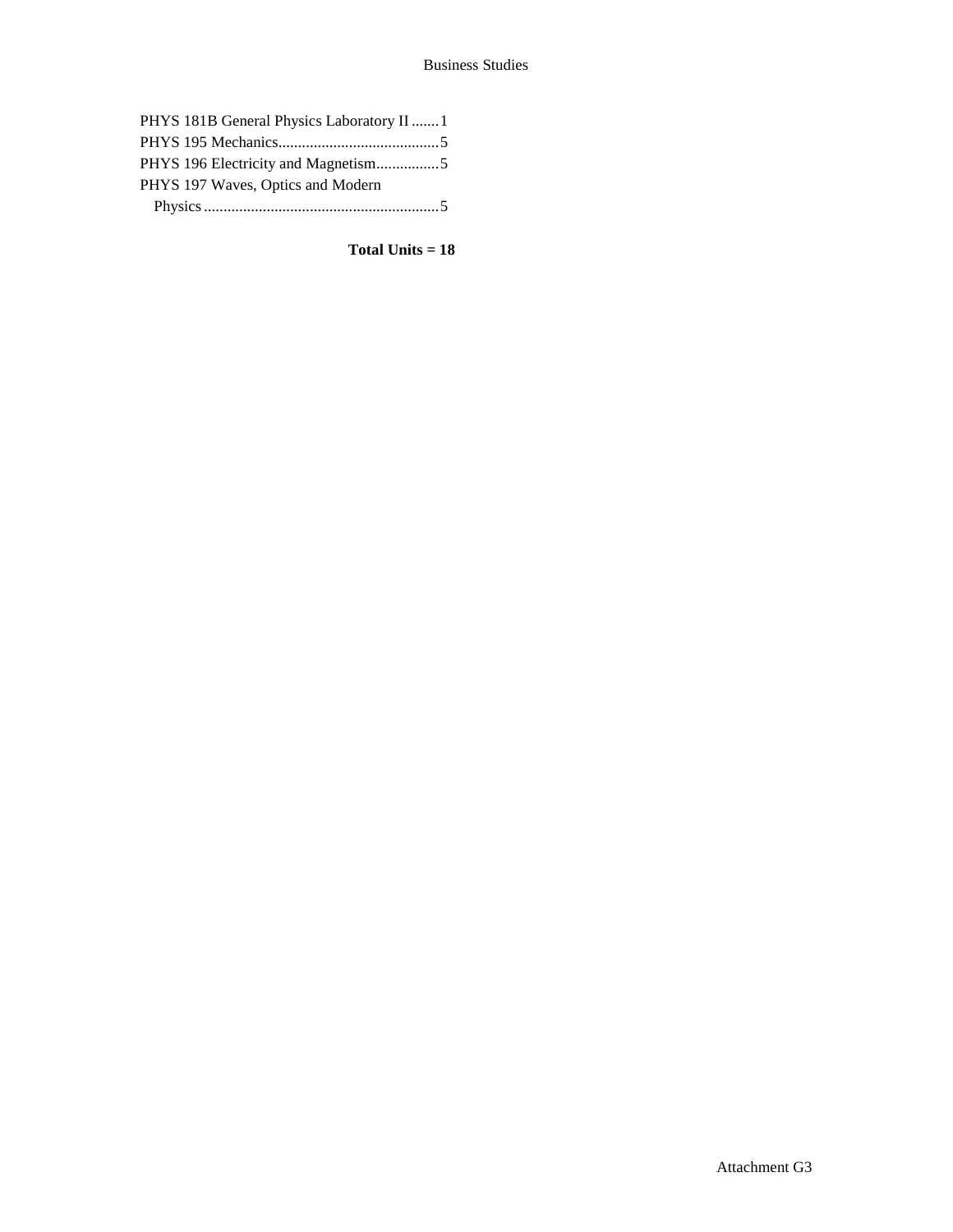PHYS 181B General Physics Laboratory II .......1
PHYS 195 Mechanics.........................................5
PHYS 196 Electricity and Magnetism................5
PHYS 197 Waves, Optics and Modern Physics............................................................5

**Total Units = 18**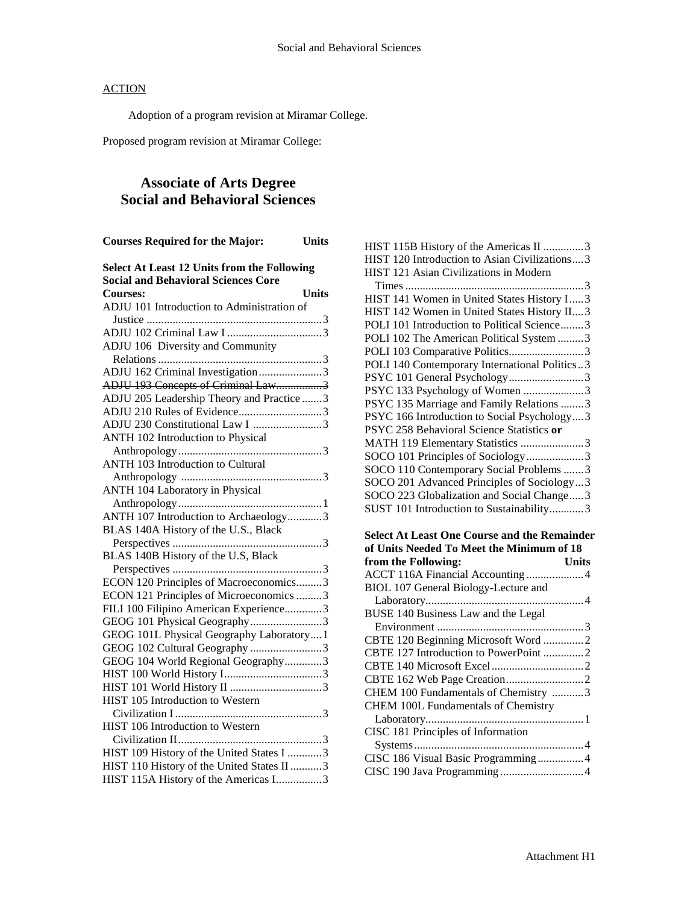ACTION

Adoption of a program revision at Miramar College.

Proposed program revision at Miramar College:

# Associate of Arts Degree
# Social and Behavioral Sciences

**Courses Required for the Major: Units**

**Select At Least 12 Units from the Following Social and Behavioral Sciences Core Courses: Units**

| | |
|---|---|
| ADJU 101 Introduction to Administration of Justice | 3 |
| ADJU 102 Criminal Law I | 3 |
| ADJU 106 Diversity and Community Relations | 3 |
| ADJU 162 Criminal Investigation | 3 |
| ~~ADJU 193 Concepts of Criminal Law~~ | ~~3~~ |
| ADJU 205 Leadership Theory and Practice | 3 |
| ADJU 210 Rules of Evidence | 3 |
| ADJU 230 Constitutional Law I | 3 |
| ANTH 102 Introduction to Physical Anthropology | 3 |
| ANTH 103 Introduction to Cultural Anthropology | 3 |
| ANTH 104 Laboratory in Physical Anthropology | 1 |
| ANTH 107 Introduction to Archaeology | 3 |
| BLAS 140A History of the U.S., Black Perspectives | 3 |
| BLAS 140B History of the U.S, Black Perspectives | 3 |
| ECON 120 Principles of Macroeconomics | 3 |
| ECON 121 Principles of Microeconomics | 3 |
| FILI 100 Filipino American Experience | 3 |
| GEOG 101 Physical Geography | 3 |
| GEOG 101L Physical Geography Laboratory | 1 |
| GEOG 102 Cultural Geography | 3 |
| GEOG 104 World Regional Geography | 3 |
| HIST 100 World History I | 3 |
| HIST 101 World History II | 3 |
| HIST 105 Introduction to Western Civilization I | 3 |
| HIST 106 Introduction to Western Civilization II | 3 |
| HIST 109 History of the United States I | 3 |
| HIST 110 History of the United States II | 3 |
| HIST 115A History of the Americas I | 3 |
| HIST 115B History of the Americas II | 3 |
| HIST 120 Introduction to Asian Civilizations | 3 |
| HIST 121 Asian Civilizations in Modern Times | 3 |
| HIST 141 Women in United States History I | 3 |
| HIST 142 Women in United States History II | 3 |
| POLI 101 Introduction to Political Science | 3 |
| POLI 102 The American Political System | 3 |
| POLI 103 Comparative Politics | 3 |
| POLI 140 Contemporary International Politics | 3 |
| PSYC 101 General Psychology | 3 |
| PSYC 133 Psychology of Women | 3 |
| PSYC 135 Marriage and Family Relations | 3 |
| PSYC 166 Introduction to Social Psychology | 3 |
| PSYC 258 Behavioral Science Statistics **or** MATH 119 Elementary Statistics | 3 |
| SOCO 101 Principles of Sociology | 3 |
| SOCO 110 Contemporary Social Problems | 3 |
| SOCO 201 Advanced Principles of Sociology | 3 |
| SOCO 223 Globalization and Social Change | 3 |
| SUST 101 Introduction to Sustainability | 3 |

**Select At Least One Course and the Remainder of Units Needed To Meet the Minimum of 18 from the Following: Units**

| | |
|---|---|
| ACCT 116A Financial Accounting | 4 |
| BIOL 107 General Biology-Lecture and Laboratory | 4 |
| BUSE 140 Business Law and the Legal Environment | 3 |
| CBTE 120 Beginning Microsoft Word | 2 |
| CBTE 127 Introduction to PowerPoint | 2 |
| CBTE 140 Microsoft Excel | 2 |
| CBTE 162 Web Page Creation | 2 |
| CHEM 100 Fundamentals of Chemistry | 3 |
| CHEM 100L Fundamentals of Chemistry Laboratory | 1 |
| CISC 181 Principles of Information Systems | 4 |
| CISC 186 Visual Basic Programming | 4 |
| CISC 190 Java Programming | 4 |

Attachment H1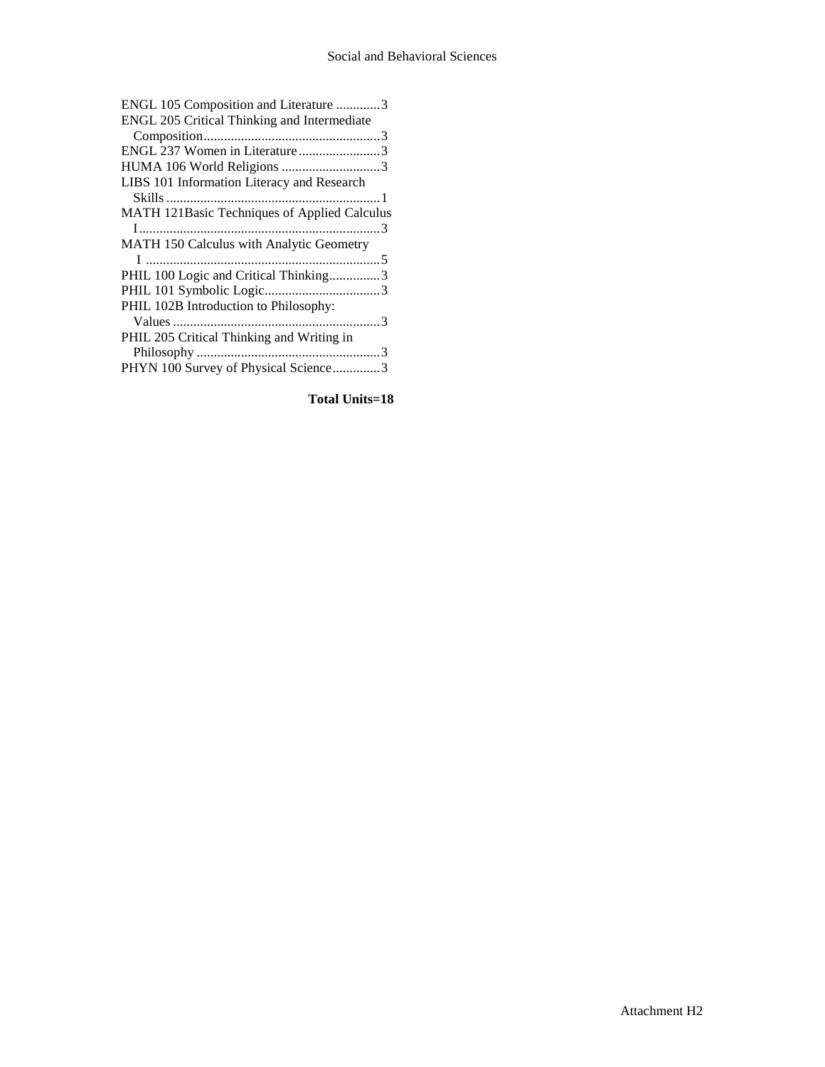ENGL 105 Composition and Literature .............3
ENGL 205 Critical Thinking and Intermediate Composition....................................................3
ENGL 237 Women in Literature........................3
HUMA 106 World Religions .............................3
LIBS 101 Information Literacy and Research Skills ...............................................................1
MATH 121Basic Techniques of Applied Calculus I.......................................................................3
MATH 150 Calculus with Analytic Geometry I .....................................................................5
PHIL 100 Logic and Critical Thinking...............3
PHIL 101 Symbolic Logic..................................3
PHIL 102B Introduction to Philosophy: Values .............................................................3
PHIL 205 Critical Thinking and Writing in Philosophy ......................................................3
PHYN 100 Survey of Physical Science..............3

**Total Units=18**